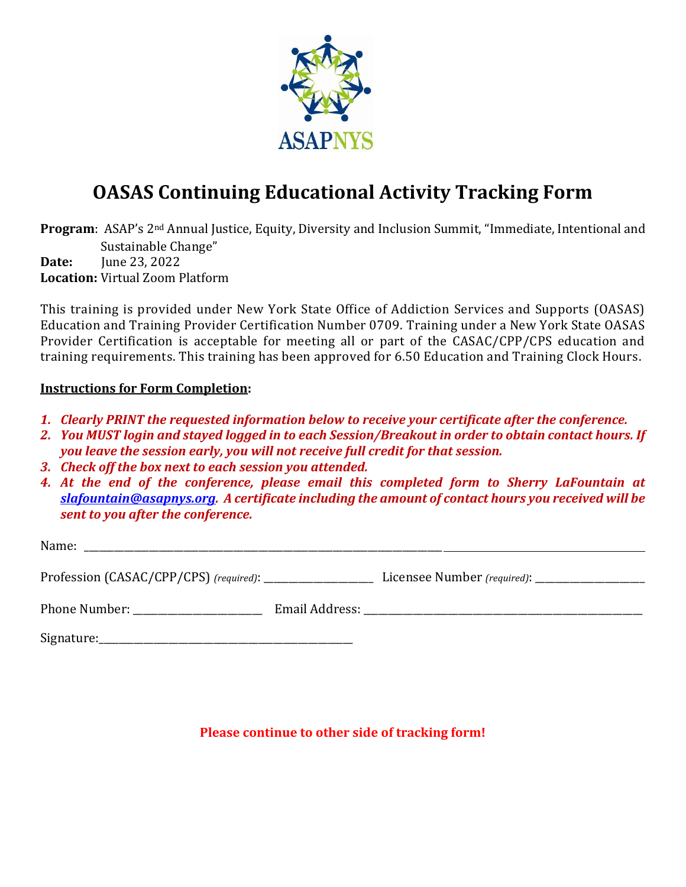ASAPNYS

# OASAS Continuing Educational Activity Tracking Form

**Program**: ASAP's 2nd Annual Justice, Equity, Diversity and Inclusion Summit, "Immediate, Intentional and Sustainable Change"
**Date:** June 23, 2022
**Location:** Virtual Zoom Platform

This training is provided under New York State Office of Addiction Services and Supports (OASAS) Education and Training Provider Certification Number 0709. Training under a New York State OASAS Provider Certification is acceptable for meeting all or part of the CASAC/CPP/CPS education and training requirements. This training has been approved for 6.50 Education and Training Clock Hours.

**Instructions for Form Completion:**

1. ***Clearly PRINT the requested information below to receive your certificate after the conference.***
2. ***You MUST login and stayed logged in to each Session/Breakout in order to obtain contact hours. If you leave the session early, you will not receive full credit for that session.***
3. ***Check off the box next to each session you attended.***
4. ***At the end of the conference, please email this completed form to Sherry LaFountain at slafountain@asapnys.org. A certificate including the amount of contact hours you received will be sent to you after the conference.***

Name: ______________________________________________

Profession (CASAC/CPP/CPS) *(required)*: ____________ Licensee Number *(required)*: ____________

Phone Number: ______________ Email Address: ______________________________

Signature: ______________________________

**Please continue to other side of tracking form!**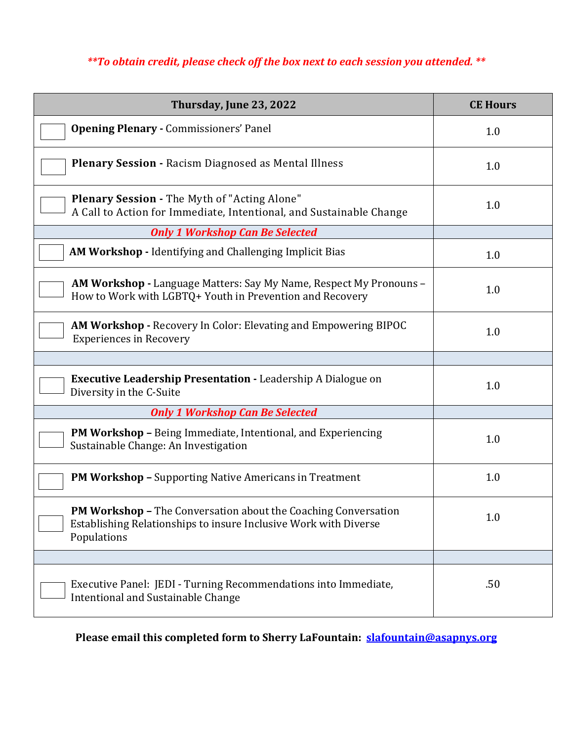***To obtain credit, please check off the box next to each session you attended. ***

| Thursday, June 23, 2022 | CE Hours |
| --- | --- |
| ☐ **Opening Plenary -** Commissioners' Panel | 1.0 |
| ☐ **Plenary Session -** Racism Diagnosed as Mental Illness | 1.0 |
| ☐ **Plenary Session -** The Myth of "Acting Alone" A Call to Action for Immediate, Intentional, and Sustainable Change | 1.0 |
| ***Only 1 Workshop Can Be Selected*** | |
| ☐ **AM Workshop -** Identifying and Challenging Implicit Bias | 1.0 |
| ☐ **AM Workshop -** Language Matters: Say My Name, Respect My Pronouns – How to Work with LGBTQ+ Youth in Prevention and Recovery | 1.0 |
| ☐ **AM Workshop -** Recovery In Color: Elevating and Empowering BIPOC Experiences in Recovery | 1.0 |
| | |
| ☐ **Executive Leadership Presentation -** Leadership A Dialogue on Diversity in the C-Suite | 1.0 |
| ***Only 1 Workshop Can Be Selected*** | |
| ☐ **PM Workshop –** Being Immediate, Intentional, and Experiencing Sustainable Change: An Investigation | 1.0 |
| ☐ **PM Workshop –** Supporting Native Americans in Treatment | 1.0 |
| ☐ **PM Workshop –** The Conversation about the Coaching Conversation Establishing Relationships to insure Inclusive Work with Diverse Populations | 1.0 |
| | |
| ☐ Executive Panel: JEDI - Turning Recommendations into Immediate, Intentional and Sustainable Change | .50 |

**Please email this completed form to Sherry LaFountain: [slafountain@asapnys.org](mailto:slafountain@asapnys.org)**